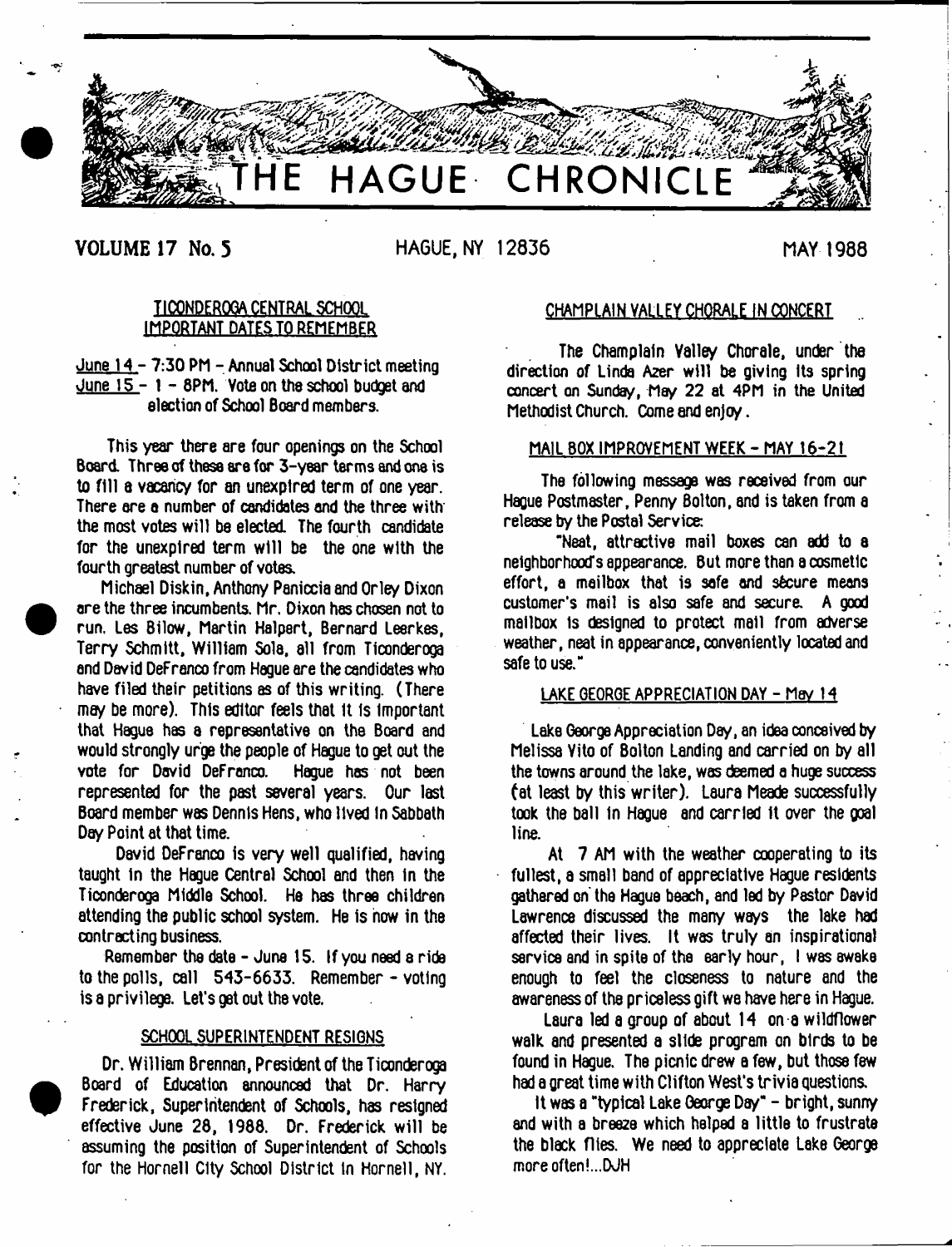# THE HAGUE CHRONICLE

VOLUME 17 No. 5 HAGUE, NY 12836 MAY 1988

## TICONDEROGA CENTRAL SCHOOL IMPORTANT DATES TO REMEMBER

June 14 - 7:30 PM - Annual School District meeting
June 15 - 1 - 8PM. Vote on the school budget and election of School Board members.

This year there are four openings on the School Board. Three of these are for 3-year terms and one is to fill a vacancy for an unexpired term of one year. There are a number of candidates and the three with the most votes will be elected. The fourth candidate for the unexpired term will be the one with the fourth greatest number of votes.

Michael Diskin, Anthony Paniccia and Orley Dixon are the three incumbents. Mr. Dixon has chosen not to run. Les Bilow, Martin Halpert, Bernard Leerkes, Terry Schmitt, William Sola, all from Ticonderoga and David DeFranco from Hague are the candidates who have filed their petitions as of this writing. (There may be more). This editor feels that it is important that Hague has a representative on the Board and would strongly urge the people of Hague to get out the vote for David DeFranco. Hague has not been represented for the past several years. Our last Board member was Dennis Hens, who lived in Sabbath Day Point at that time.

David DeFranco is very well qualified, having taught in the Hague Central School and then in the Ticonderoga Middle School. He has three children attending the public school system. He is now in the contracting business.

Remember the date - June 15. If you need a ride to the polls, call 543-6633. Remember - voting is a privilege. Let's get out the vote.

## SCHOOL SUPERINTENDENT RESIGNS

Dr. William Brennan, President of the Ticonderoga Board of Education announced that Dr. Harry Frederick, Superintendent of Schools, has resigned effective June 28, 1988. Dr. Frederick will be assuming the position of Superintendent of Schools for the Hornell City School District in Hornell, NY.

## CHAMPLAIN VALLEY CHORALE IN CONCERT

The Champlain Valley Chorale, under the direction of Linda Azer will be giving its spring concert on Sunday, May 22 at 4PM in the United Methodist Church. Come and enjoy.

## MAIL BOX IMPROVEMENT WEEK - MAY 16-21

The following message was received from our Hague Postmaster, Penny Bolton, and is taken from a release by the Postal Service:

"Neat, attractive mail boxes can add to a neighborhood's appearance. But more than a cosmetic effort, a mailbox that is safe and sécure means customer's mail is also safe and secure. A good mailbox is designed to protect mail from adverse weather, neat in appearance, conveniently located and safe to use."

## LAKE GEORGE APPRECIATION DAY - May 14

Lake George Appreciation Day, an idea conceived by Melissa Vito of Bolton Landing and carried on by all the towns around the lake, was deemed a huge success (at least by this writer). Laura Meade successfully took the ball in Hague and carried it over the goal line.

At 7 AM with the weather cooperating to its fullest, a small band of appreciative Hague residents gathered on the Hague beach, and led by Pastor David Lawrence discussed the many ways the lake had affected their lives. It was truly an inspirational service and in spite of the early hour, I was awake enough to feel the closeness to nature and the awareness of the priceless gift we have here in Hague.

Laura led a group of about 14 on a wildflower walk and presented a slide program on birds to be found in Hague. The picnic drew a few, but those few had a great time with Clifton West's trivia questions.

It was a "typical Lake George Day" - bright, sunny and with a breeze which helped a little to frustrate the black flies. We need to appreciate Lake George more often!...DJH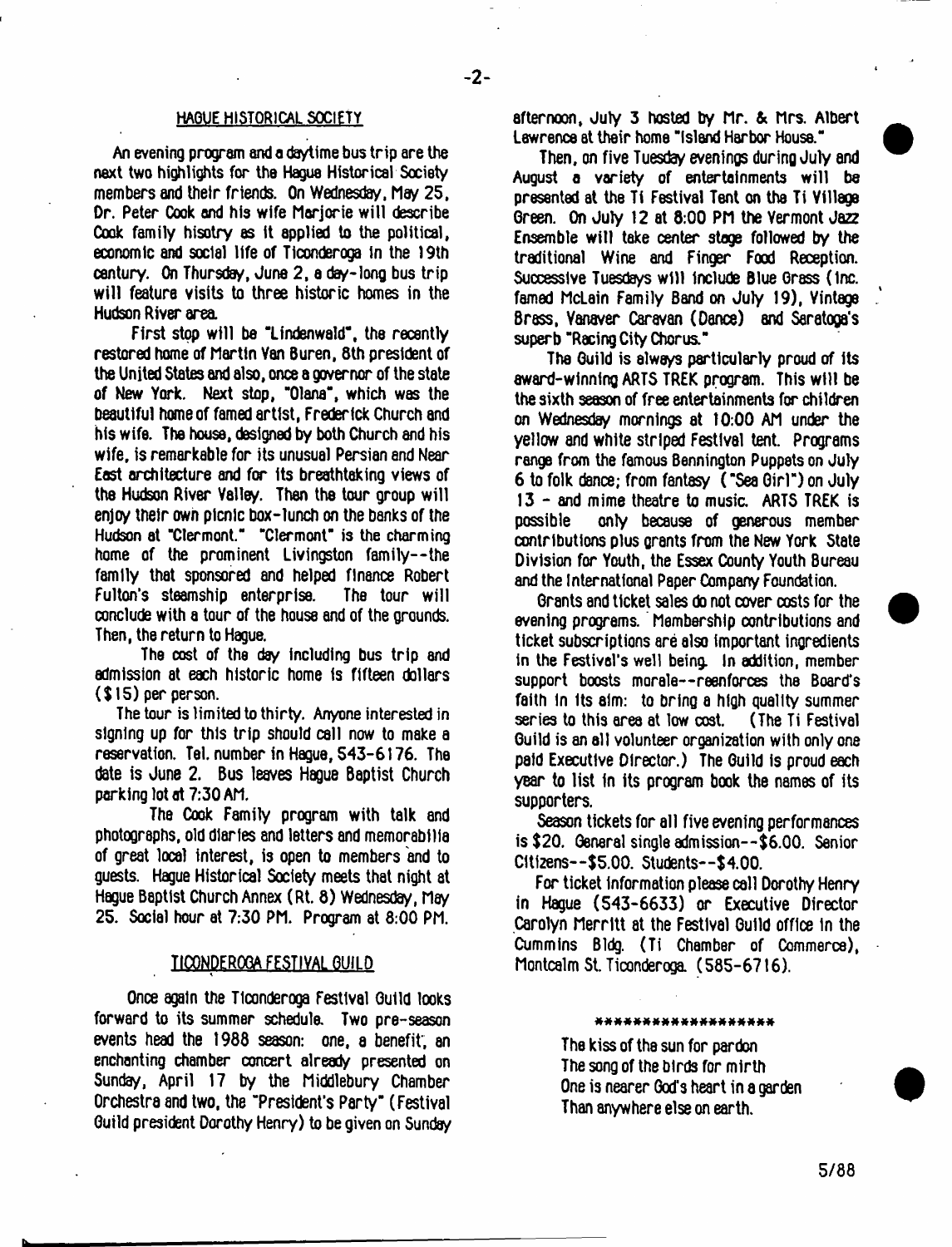## HAGUE HISTORICAL SOCIETY

An evening program and a daytime bus trip are the next two highlights for the Hague Historical Society members and their friends. On Wednesday, May 25, Dr. Peter Cook and his wife Marjorie will describe Cook family hisotry as it applied to the political, economic and social life of Ticonderoga in the 19th century. On Thursday, June 2, a day-long bus trip will feature visits to three historic homes in the Hudson River area.

First stop will be "Lindenwald", the recently restored home of Martin Van Buren, 8th president of the United States and also, once a governor of the state of New York. Next stop, "Olana", which was the beautiful home of famed artist, Frederick Church and his wife. The house, designed by both Church and his wife, is remarkable for its unusual Persian and Near East architecture and for its breathtaking views of the Hudson River Valley. Then the tour group will enjoy their own picnic box-lunch on the banks of the Hudson at "Clermont." "Clermont" is the charming home of the prominent Livingston family--the family that sponsored and helped finance Robert Fulton's steamship enterprise. The tour will conclude with a tour of the house and of the grounds. Then, the return to Hague.

The cost of the day including bus trip and admission at each historic home is fifteen dollars ($15) per person.

The tour is limited to thirty. Anyone interested in signing up for this trip should call now to make a reservation. Tel. number in Hague, 543-6176. The date is June 2. Bus leaves Hague Baptist Church parking lot at 7:30 AM.

The Cook Family program with talk and photographs, old diaries and letters and memorabilia of great local interest, is open to members and to guests. Hague Historical Society meets that night at Hague Baptist Church Annex (Rt. 8) Wednesday, May 25. Social hour at 7:30 PM. Program at 8:00 PM.

## TICONDEROGA FESTIVAL GUILD

Once again the Ticonderoga Festival Guild looks forward to its summer schedule. Two pre-season events head the 1988 season: one, a benefit, an enchanting chamber concert already presented on Sunday, April 17 by the Middlebury Chamber Orchestra and two, the "President's Party" (Festival Guild president Dorothy Henry) to be given on Sunday afternoon, July 3 hosted by Mr. & Mrs. Albert Lawrence at their home "Island Harbor House."

Then, on five Tuesday evenings during July and August a variety of entertainments will be presented at the Ti Festival Tent on the Ti Village Green. On July 12 at 8:00 PM the Vermont Jazz Ensemble will take center stage followed by the traditional Wine and Finger Food Reception. Successive Tuesdays will include Blue Grass (inc. famed McLain Family Band on July 19), Vintage Brass, Vanaver Caravan (Dance) and Saratoga's superb "Racing City Chorus."

The Guild is always particularly proud of its award-winning ARTS TREK program. This will be the sixth season of free entertainments for children on Wednesday mornings at 10:00 AM under the yellow and white striped Festival tent. Programs range from the famous Bennington Puppets on July 6 to folk dance; from fantasy ("Sea Girl") on July 13 - and mime theatre to music. ARTS TREK is possible only because of generous member contributions plus grants from the New York State Division for Youth, the Essex County Youth Bureau and the International Paper Company Foundation.

Grants and ticket sales do not cover costs for the evening programs. Membership contributions and ticket subscriptions are also important ingredients in the Festival's well being. In addition, member support boosts morale--reenforces the Board's faith in its aim: to bring a high quality summer series to this area at low cost. (The Ti Festival Guild is an all volunteer organization with only one paid Executive Director.) The Guild is proud each year to list in its program book the names of its supporters.

Season tickets for all five evening performances is $20. General single admission--$6.00. Senior Citizens--$5.00. Students--$4.00.

For ticket information please call Dorothy Henry in Hague (543-6633) or Executive Director Carolyn Merritt at the Festival Guild office in the Cummins Bldg. (Ti Chamber of Commerce), Montcalm St. Ticonderoga. (585-6716).

******************

The kiss of the sun for pardon
The song of the birds for mirth
One is nearer God's heart in a garden
Than anywhere else on earth.

5/88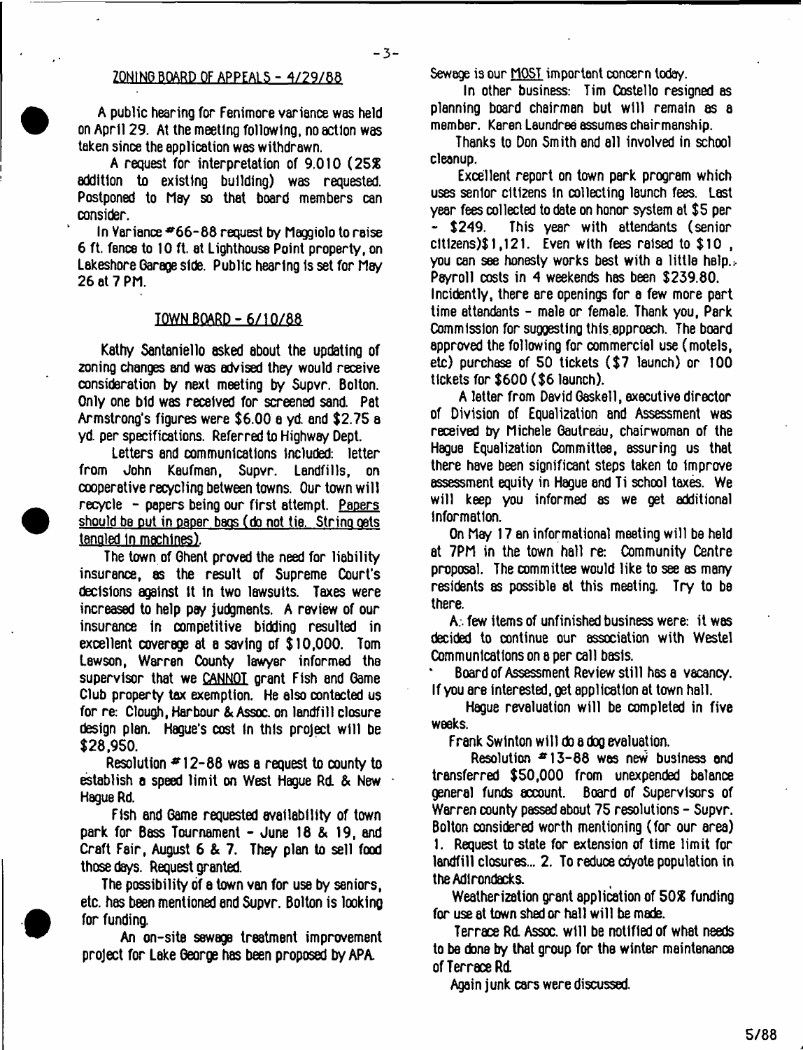## ZONING BOARD OF APPEALS - 4/29/88

A public hearing for Fenimore variance was held on April 29. At the meeting following, no action was taken since the application was withdrawn.

A request for interpretation of 9.010 (25% addition to existing building) was requested. Postponed to May so that board members can consider.

In Variance #66-88 request by Maggiolo to raise 6 ft. fence to 10 ft. at Lighthouse Point property, on Lakeshore Garage side. Public hearing is set for May 26 at 7 PM.

## TOWN BOARD - 6/10/88

Kathy Santaniello asked about the updating of zoning changes and was advised they would receive consideration by next meeting by Supvr. Bolton. Only one bid was received for screened sand. Pat Armstrong's figures were $6.00 a yd. and $2.75 a yd. per specifications. Referred to Highway Dept.

Letters and communications included: letter from John Kaufman, Supvr. Landfills, on cooperative recycling between towns. Our town will recycle - papers being our first attempt. Papers should be put in paper bags (do not tie. String gets tangled in machines).

The town of Ghent proved the need for liability insurance, as the result of Supreme Court's decisions against it in two lawsuits. Taxes were increased to help pay judgments. A review of our insurance in competitive bidding resulted in excellent coverage at a saving of $10,000. Tom Lawson, Warren County lawyer informed the supervisor that we CANNOT grant Fish and Game Club property tax exemption. He also contacted us for re: Clough, Harbour & Assoc. on landfill closure design plan. Hague's cost in this project will be $28,950.

Resolution #12-88 was a request to county to establish a speed limit on West Hague Rd. & New Hague Rd.

Fish and Game requested availability of town park for Bass Tournament - June 18 & 19, and Craft Fair, August 6 & 7. They plan to sell food those days. Request granted.

The possibility of a town van for use by seniors, etc. has been mentioned and Supvr. Bolton is looking for funding.

An on-site sewage treatment improvement project for Lake George has been proposed by APA. Sewage is our MOST important concern today.

In other business: Tim Costello resigned as planning board chairman but will remain as a member. Karen Laundree assumes chairmanship.

Thanks to Don Smith and all involved in school cleanup.

Excellent report on town park program which uses senior citizens in collecting launch fees. Last year fees collected to date on honor system at $5 per - $249. This year with attendants (senior citizens)$1,121. Even with fees raised to $10 , you can see honesty works best with a little help. Payroll costs in 4 weekends has been $239.80. Incidently, there are openings for a few more part time attendants - male or female. Thank you, Park Commission for suggesting this approach. The board approved the following for commercial use (motels, etc) purchase of 50 tickets ($7 launch) or 100 tickets for $600 ($6 launch).

A letter from David Gaskell, executive director of Division of Equalization and Assessment was received by Michele Gautreau, chairwoman of the Hague Equalization Committee, assuring us that there have been significant steps taken to improve assessment equity in Hague and Ti school taxes. We will keep you informed as we get additional information.

On May 17 an informational meeting will be held at 7PM in the town hall re: Community Centre proposal. The committee would like to see as many residents as possible at this meeting. Try to be there.

A few items of unfinished business were: it was decided to continue our association with Westel Communications on a per call basis.

Board of Assessment Review still has a vacancy. If you are interested, get application at town hall.

Hague revaluation will be completed in five weeks.

Frank Swinton will do a dog evaluation.

Resolution #13-88 was new business and transferred $50,000 from unexpended balance general funds account. Board of Supervisors of Warren county passed about 75 resolutions - Supvr. Bolton considered worth mentioning (for our area) 1. Request to state for extension of time limit for landfill closures... 2. To reduce coyote population in the Adirondacks.

Weatherization grant application of 50% funding for use at town shed or hall will be made.

Terrace Rd. Assoc. will be notified of what needs to be done by that group for the winter maintenance of Terrace Rd.

Again junk cars were discussed.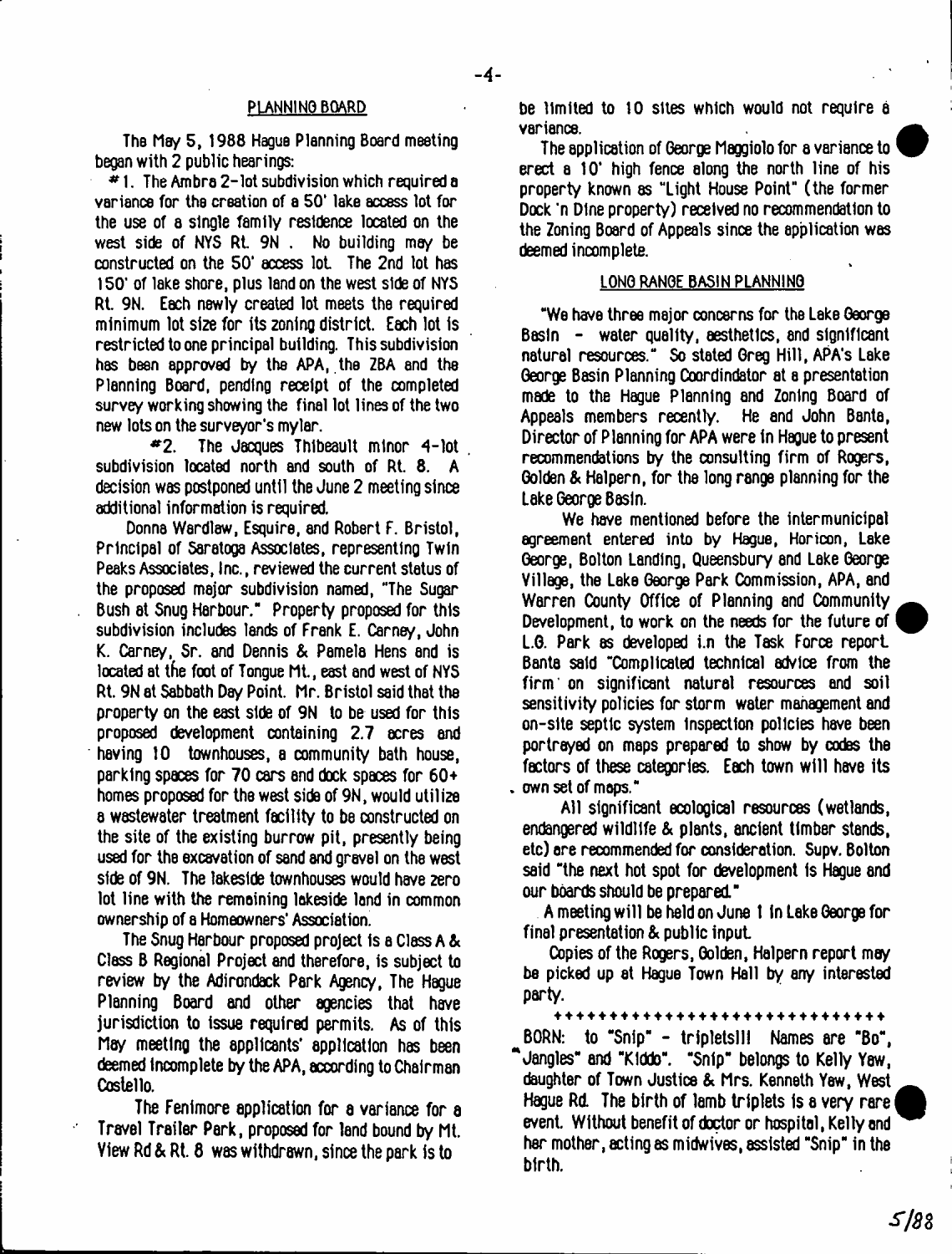## PLANNING BOARD

The May 5, 1988 Hague Planning Board meeting began with 2 public hearings:

#1. The Ambra 2-lot subdivision which required a variance for the creation of a 50' lake access lot for the use of a single family residence located on the west side of NYS Rt. 9N . No building may be constructed on the 50' access lot. The 2nd lot has 150' of lake shore, plus land on the west side of NYS Rt. 9N. Each newly created lot meets the required minimum lot size for its zoning district. Each lot is restricted to one principal building. This subdivision has been approved by the APA, the ZBA and the Planning Board, pending receipt of the completed survey working showing the final lot lines of the two new lots on the surveyor's mylar.

#2. The Jacques Thibeault minor 4-lot subdivision located north and south of Rt. 8. A decision was postponed until the June 2 meeting since additional information is required.

Donna Wardlaw, Esquire, and Robert F. Bristol, Principal of Saratoga Associates, representing Twin Peaks Associates, Inc., reviewed the current status of the proposed major subdivision named, "The Sugar Bush at Snug Harbour." Property proposed for this subdivision includes lands of Frank E. Carney, John K. Carney, Sr. and Dennis & Pamela Hens and is located at the foot of Tongue Mt., east and west of NYS Rt. 9N at Sabbath Day Point. Mr. Bristol said that the property on the east side of 9N to be used for this proposed development containing 2.7 acres and having 10 townhouses, a community bath house, parking spaces for 70 cars and dock spaces for 60+ homes proposed for the west side of 9N, would utilize a wastewater treatment facility to be constructed on the site of the existing burrow pit, presently being used for the excavation of sand and gravel on the west side of 9N. The lakeside townhouses would have zero lot line with the remaining lakeside land in common ownership of a Homeowners' Association.

The Snug Harbour proposed project is a Class A & Class B Regional Project and therefore, is subject to review by the Adirondack Park Agency, The Hague Planning Board and other agencies that have jurisdiction to issue required permits. As of this May meeting the applicants' application has been deemed incomplete by the APA, according to Chairman Costello.

The Fenimore application for a variance for a Travel Trailer Park, proposed for land bound by Mt. View Rd & Rt. 8 was withdrawn, since the park is to be limited to 10 sites which would not require a variance.

The application of George Maggiolo for a variance to erect a 10' high fence along the north line of his property known as "Light House Point" (the former Dock 'n Dine property) received no recommendation to the Zoning Board of Appeals since the application was deemed incomplete.

## LONG RANGE BASIN PLANNING

"We have three major concerns for the Lake George Basin - water quality, aesthetics, and significant natural resources." So stated Greg Hill, APA's Lake George Basin Planning Coordinator at a presentation made to the Hague Planning and Zoning Board of Appeals members recently. He and John Banta, Director of Planning for APA were in Hague to present recommendations by the consulting firm of Rogers, Golden & Halpern, for the long range planning for the Lake George Basin.

We have mentioned before the intermunicipal agreement entered into by Hague, Horicon, Lake George, Bolton Landing, Queensbury and Lake George Village, the Lake George Park Commission, APA, and Warren County Office of Planning and Community Development, to work on the needs for the future of L.G. Park as developed in the Task Force report. Banta said "Complicated technical advice from the firm on significant natural resources and soil sensitivity policies for storm water management and on-site septic system inspection policies have been portrayed on maps prepared to show by codes the factors of these categories. Each town will have its own set of maps."

All significant ecological resources (wetlands, endangered wildlife & plants, ancient timber stands, etc) are recommended for consideration. Supv. Bolton said "the next hot spot for development is Hague and our boards should be prepared."

A meeting will be held on June 1 in Lake George for final presentation & public input.

Copies of the Rogers, Golden, Halpern report may be picked up at Hague Town Hall by any interested party.

+++++++++++++++++++++++++++++

BORN: to "Snip" - triplets!!! Names are "Bo", "Jangles" and "Kiddo". "Snip" belongs to Kelly Yaw, daughter of Town Justice & Mrs. Kenneth Yaw, West Hague Rd. The birth of lamb triplets is a very rare event. Without benefit of doctor or hospital, Kelly and her mother, acting as midwives, assisted "Snip" in the birth.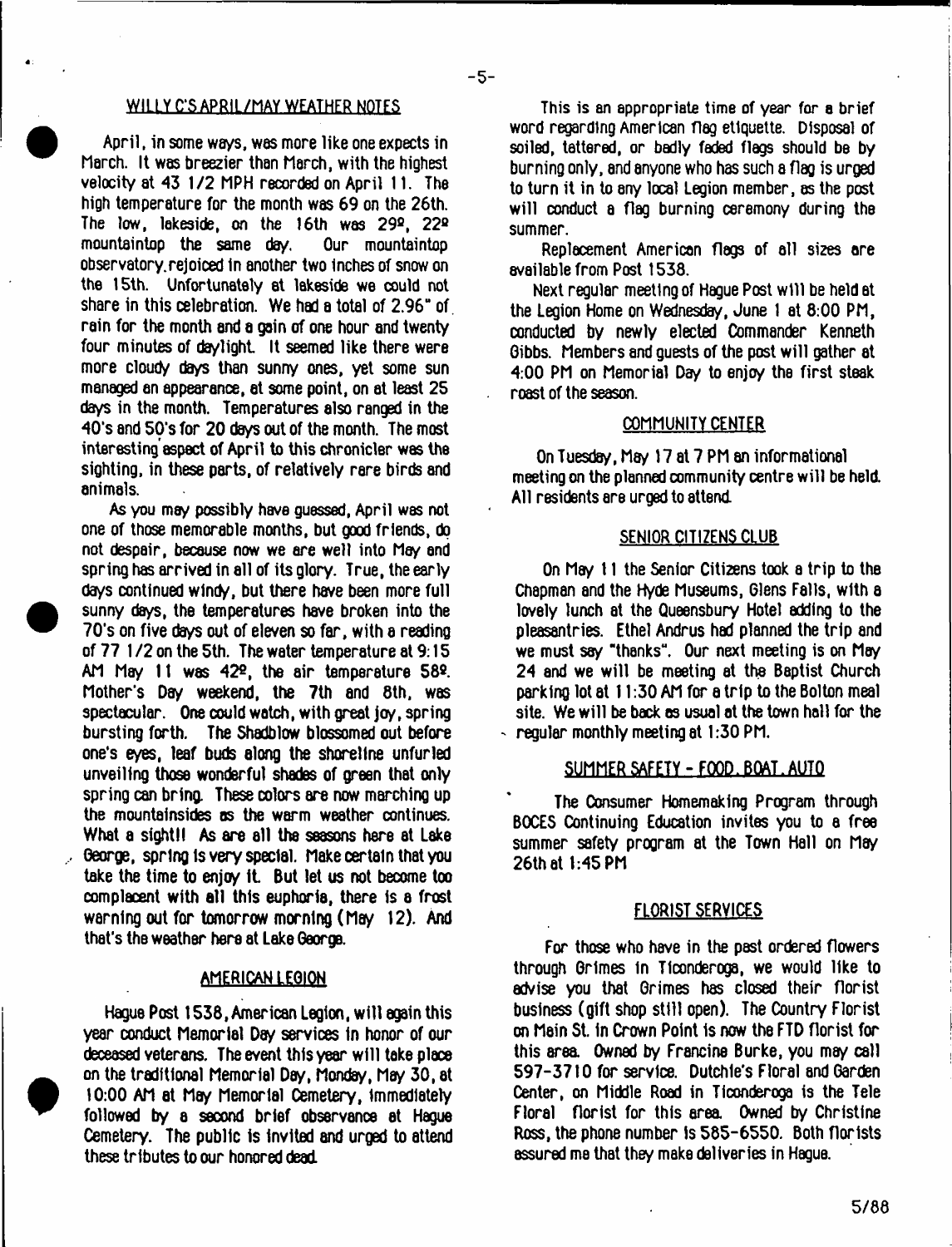## WILLY C'S APRIL/MAY WEATHER NOTES

April, in some ways, was more like one expects in March. It was breezier than March, with the highest velocity at 43 1/2 MPH recorded on April 11. The high temperature for the month was 69 on the 26th. The low, lakeside, on the 16th was 29º, 22º mountaintop the same day. Our mountaintop observatory rejoiced in another two inches of snow on the 15th. Unfortunately at lakeside we could not share in this celebration. We had a total of 2.96" of rain for the month and a gain of one hour and twenty four minutes of daylight. It seemed like there were more cloudy days than sunny ones, yet some sun managed an appearance, at some point, on at least 25 days in the month. Temperatures also ranged in the 40's and 50's for 20 days out of the month. The most interesting aspect of April to this chronicler was the sighting, in these parts, of relatively rare birds and animals.

As you may possibly have guessed, April was not one of those memorable months, but good friends, do not despair, because now we are well into May and spring has arrived in all of its glory. True, the early days continued windy, but there have been more full sunny days, the temperatures have broken into the 70's on five days out of eleven so far, with a reading of 77 1/2 on the 5th. The water temperature at 9:15 AM May 11 was 42º, the air temperature 58º. Mother's Day weekend, the 7th and 8th, was spectacular. One could watch, with great joy, spring bursting forth. The Shadblow blossomed out before one's eyes, leaf buds along the shoreline unfurled unveiling those wonderful shades of green that only spring can bring. These colors are now marching up the mountainsides as the warm weather continues. What a sight!! As are all the seasons here at Lake George, spring is very special. Make certain that you take the time to enjoy it. But let us not become too complacent with all this euphoria, there is a frost warning out for tomorrow morning (May 12). And that's the weather here at Lake George.

## AMERICAN LEGION

Hague Post 1538, American Legion, will again this year conduct Memorial Day services in honor of our deceased veterans. The event this year will take place on the traditional Memorial Day, Monday, May 30, at 10:00 AM at May Memorial Cemetery, immediately followed by a second brief observance at Hague Cemetery. The public is invited and urged to attend these tributes to our honored dead.

This is an appropriate time of year for a brief word regarding American flag etiquette. Disposal of soiled, tattered, or badly faded flags should be by burning only, and anyone who has such a flag is urged to turn it in to any local Legion member, as the post will conduct a flag burning ceremony during the summer.

Replacement American flags of all sizes are available from Post 1538.

Next regular meeting of Hague Post will be held at the Legion Home on Wednesday, June 1 at 8:00 PM, conducted by newly elected Commander Kenneth Gibbs. Members and guests of the post will gather at 4:00 PM on Memorial Day to enjoy the first steak roast of the season.

## COMMUNITY CENTER

On Tuesday, May 17 at 7 PM an informational meeting on the planned community centre will be held. All residents are urged to attend.

## SENIOR CITIZENS CLUB

On May 11 the Senior Citizens took a trip to the Chapman and the Hyde Museums, Glens Falls, with a lovely lunch at the Queensbury Hotel adding to the pleasantries. Ethel Andrus had planned the trip and we must say "thanks". Our next meeting is on May 24 and we will be meeting at the Baptist Church parking lot at 11:30 AM for a trip to the Bolton meal site. We will be back as usual at the town hall for the regular monthly meeting at 1:30 PM.

## SUMMER SAFETY - FOOD, BOAT, AUTO

The Consumer Homemaking Program through BOCES Continuing Education invites you to a free summer safety program at the Town Hall on May 26th at 1:45 PM

## FLORIST SERVICES

For those who have in the past ordered flowers through Grimes in Ticonderoga, we would like to advise you that Grimes has closed their florist business (gift shop still open). The Country Florist on Main St. in Crown Point is now the FTD florist for this area. Owned by Francine Burke, you may call 597-3710 for service. Dutchie's Floral and Garden Center, on Middle Road in Ticonderoga is the Tele Floral florist for this area. Owned by Christine Ross, the phone number is 585-6550. Both florists assured me that they make deliveries in Hague.

5/88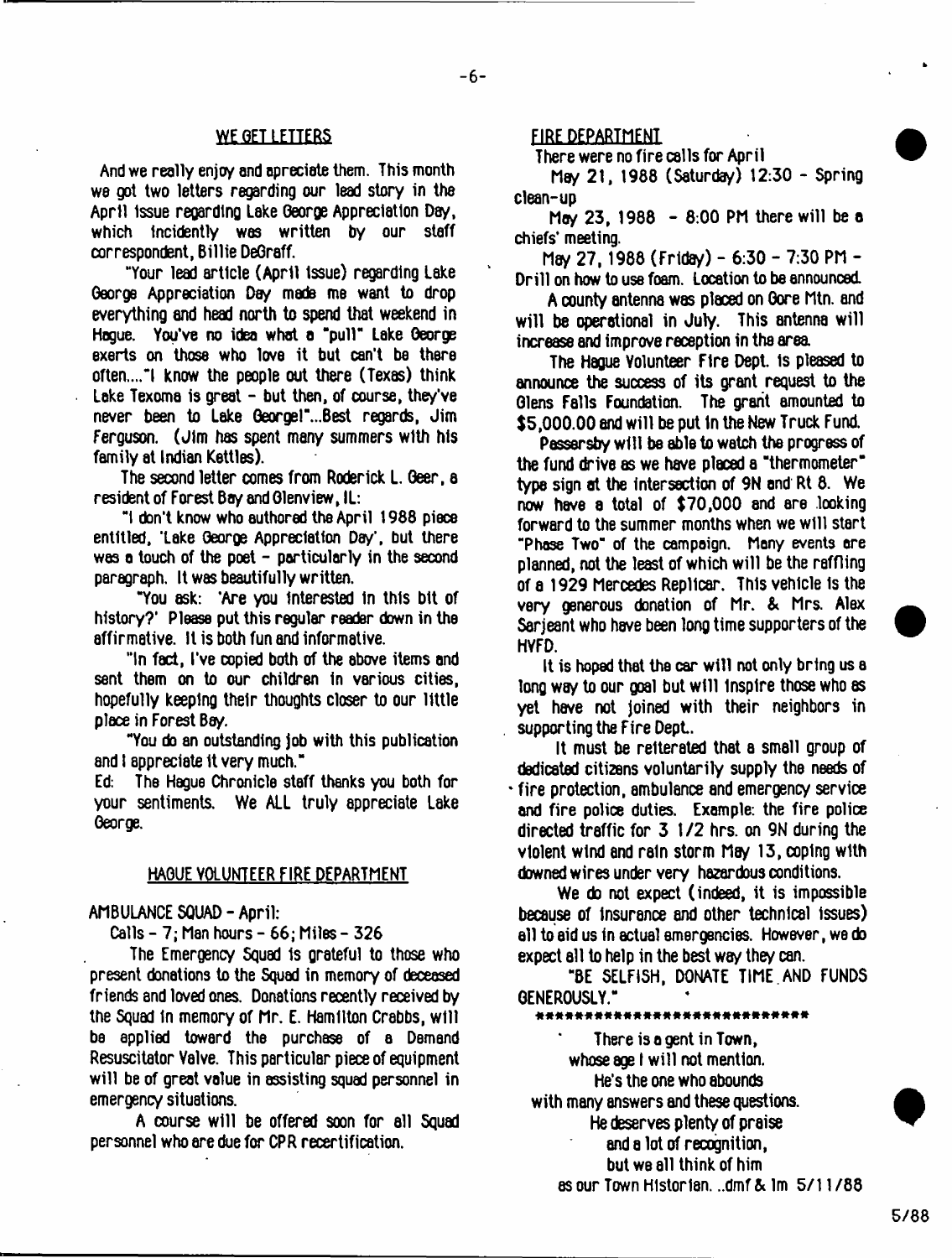## WE GET LETTERS

And we really enjoy and apreciate them. This month we got two letters regarding our lead story in the April issue regarding Lake George Appreciation Day, which incidently was written by our staff correspondent, Billie DeGraff.

"Your lead article (April issue) regarding Lake George Appreciation Day made me want to drop everything and head north to spend that weekend in Hague. You've no idea what a "pull" Lake George exerts on those who love it but can't be there often...."I know the people out there (Texas) think Lake Texoma is great - but then, of course, they've never been to Lake George!"...Best regards, Jim Ferguson. (Jim has spent many summers with his family at Indian Kettles).

The second letter comes from Roderick L. Geer, a resident of Forest Bay and Glenview, IL:

"I don't know who authored the April 1988 piece entitled, 'Lake George Appreciation Day', but there was a touch of the poet - particularly in the second paragraph. It was beautifully written.

"You ask: 'Are you interested in this bit of history?' Please put this regular reader down in the affirmative. It is both fun and informative.

"In fact, I've copied both of the above items and sent them on to our children in various cities, hopefully keeping their thoughts closer to our little place in Forest Bay.

"You do an outstanding job with this publication and I appreciate it very much."

Ed: The Hague Chronicle staff thanks you both for your sentiments. We ALL truly appreciate Lake George.

## HAGUE VOLUNTEER FIRE DEPARTMENT

AMBULANCE SQUAD - April:

Calls - 7; Man hours - 66; Miles - 326

The Emergency Squad is grateful to those who present donations to the Squad in memory of deceased friends and loved ones. Donations recently received by the Squad in memory of Mr. E. Hamilton Crabbs, will be applied toward the purchase of a Demand Resuscitator Valve. This particular piece of equipment will be of great value in assisting squad personnel in emergency situations.

A course will be offered soon for all Squad personnel who are due for CPR recertification.

## FIRE DEPARTMENT

There were no fire calls for April

May 21, 1988 (Saturday) 12:30 - Spring clean-up

May 23, 1988 - 8:00 PM there will be a chiefs' meeting.

May 27, 1988 (Friday) - 6:30 - 7:30 PM - Drill on how to use foam. Location to be announced.

A county antenna was placed on Gore Mtn. and will be operational in July. This antenna will increase and improve reception in the area.

The Hague Volunteer Fire Dept. is pleased to announce the success of its grant request to the Glens Falls Foundation. The grant amounted to $5,000.00 and will be put in the New Truck Fund.

Passersby will be able to watch the progress of the fund drive as we have placed a "thermometer" type sign at the intersection of 9N and Rt 8. We now have a total of $70,000 and are looking forward to the summer months when we will start "Phase Two" of the campaign. Many events are planned, not the least of which will be the raffling of a 1929 Mercedes Replicar. This vehicle is the very generous donation of Mr. & Mrs. Alex Sarjeant who have been long time supporters of the HVFD.

It is hoped that the car will not only bring us a long way to our goal but will inspire those who as yet have not joined with their neighbors in supporting the Fire Dept..

It must be reiterated that a small group of dedicated citizens voluntarily supply the needs of fire protection, ambulance and emergency service and fire police duties. Example: the fire police directed traffic for 3 1/2 hrs. on 9N during the violent wind and rain storm May 13, coping with downed wires under very hazardous conditions.

We do not expect (indeed, it is impossible because of insurance and other technical issues) all to aid us in actual emergencies. However, we do expect all to help in the best way they can.

"BE SELFISH, DONATE TIME AND FUNDS GENEROUSLY."

\*\*\*\*\*\*\*\*\*\*\*\*\*\*\*\*\*\*\*\*\*\*\*\*\*\*\*\*\*

There is a gent in Town,  
whose age I will not mention.  
He's the one who abounds  
with many answers and these questions.  
He deserves plenty of praise  
and a lot of recognition,  
but we all think of him  
as our Town Historian. ..dmf & lm 5/11/88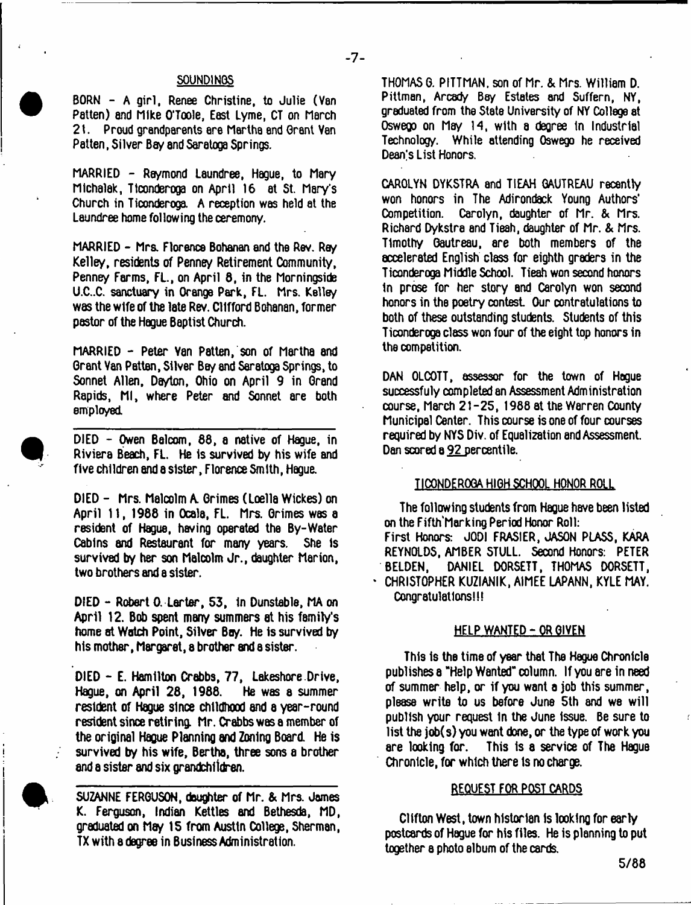## SOUNDINGS

BORN - A girl, Renee Christine, to Julie (Van Patten) and Mike O'Toole, East Lyme, CT on March 21. Proud grandparents are Martha and Grant Van Patten, Silver Bay and Saratoga Springs.

MARRIED - Raymond Laundree, Hague, to Mary Michalak, Ticonderoga on April 16 at St. Mary's Church in Ticonderoga. A reception was held at the Laundree home following the ceremony.

MARRIED - Mrs. Florence Bohanan and the Rev. Ray Kelley, residents of Penney Retirement Community, Penney Farms, FL., on April 8, in the Morningside U.C.C. sanctuary in Orange Park, FL. Mrs. Kelley was the wife of the late Rev. Clifford Bohanan, former pastor of the Hague Baptist Church.

MARRIED - Peter Van Patten, son of Martha and Grant Van Patten, Silver Bay and Saratoga Springs, to Sonnet Allen, Dayton, Ohio on April 9 in Grand Rapids, MI, where Peter and Sonnet are both employed.

---

DIED - Owen Balcom, 88, a native of Hague, in Riviera Beach, FL. He is survived by his wife and five children and a sister, Florence Smith, Hague.

DIED - Mrs. Malcolm A. Grimes (Loella Wickes) on April 11, 1988 in Ocala, FL. Mrs. Grimes was a resident of Hague, having operated the By-Water Cabins and Restaurant for many years. She is survived by her son Malcolm Jr., daughter Marion, two brothers and a sister.

DIED - Robert O. Larter, 53, in Dunstable, MA on April 12. Bob spent many summers at his family's home at Watch Point, Silver Bay. He is survived by his mother, Margaret, a brother and a sister.

DIED - E. Hamilton Crabbs, 77, Lakeshore Drive, Hague, on April 28, 1988. He was a summer resident of Hague since childhood and a year-round resident since retiring. Mr. Crabbs was a member of the original Hague Planning and Zoning Board. He is survived by his wife, Bertha, three sons a brother and a sister and six grandchildren.

---

SUZANNE FERGUSON, daughter of Mr. & Mrs. James K. Ferguson, Indian Kettles and Bethesda, MD, graduated on May 15 from Austin College, Sherman, TX with a degree in Business Administration.

THOMAS G. PITTMAN, son of Mr. & Mrs. William D. Pittman, Arcady Bay Estates and Suffern, NY, graduated from the State University of NY College at Oswego on May 14, with a degree in Industrial Technology. While attending Oswego he received Dean's List Honors.

CAROLYN DYKSTRA and TIEAH GAUTREAU recently won honors in The Adirondack Young Authors' Competition. Carolyn, daughter of Mr. & Mrs. Richard Dykstra and Tieah, daughter of Mr. & Mrs. Timothy Gautreau, are both members of the accelerated English class for eighth graders in the Ticonderoga Middle School. Tieah won second honors in prose for her story and Carolyn won second honors in the poetry contest. Our contratulations to both of these outstanding students. Students of this Ticonderoga class won four of the eight top honors in the competition.

DAN OLCOTT, assessor for the town of Hague successfuly completed an Assessment Administration course, March 21-25, 1988 at the Warren County Municipal Center. This course is one of four courses required by NYS Div. of Equalization and Assessment. Dan scored a 92 percentile.

### TICONDEROGA HIGH SCHOOL HONOR ROLL

The following students from Hague have been listed on the Fifth Marking Period Honor Roll:
First Honors: JODI FRASIER, JASON PLASS, KARA REYNOLDS, AMBER STULL. Second Honors: PETER BELDEN, DANIEL DORSETT, THOMAS DORSETT, CHRISTOPHER KUZIANIK, AIMEE LAPANN, KYLE MAY. Congratulations!!!

### HELP WANTED - OR GIVEN

This is the time of year that The Hague Chronicle publishes a "Help Wanted" column. If you are in need of summer help, or if you want a job this summer, please write to us before June 5th and we will publish your request in the June issue. Be sure to list the job(s) you want done, or the type of work you are looking for. This is a service of The Hague Chronicle, for which there is no charge.

### REQUEST FOR POST CARDS

Clifton West, town historian is looking for early postcards of Hague for his files. He is planning to put together a photo album of the cards.

5/88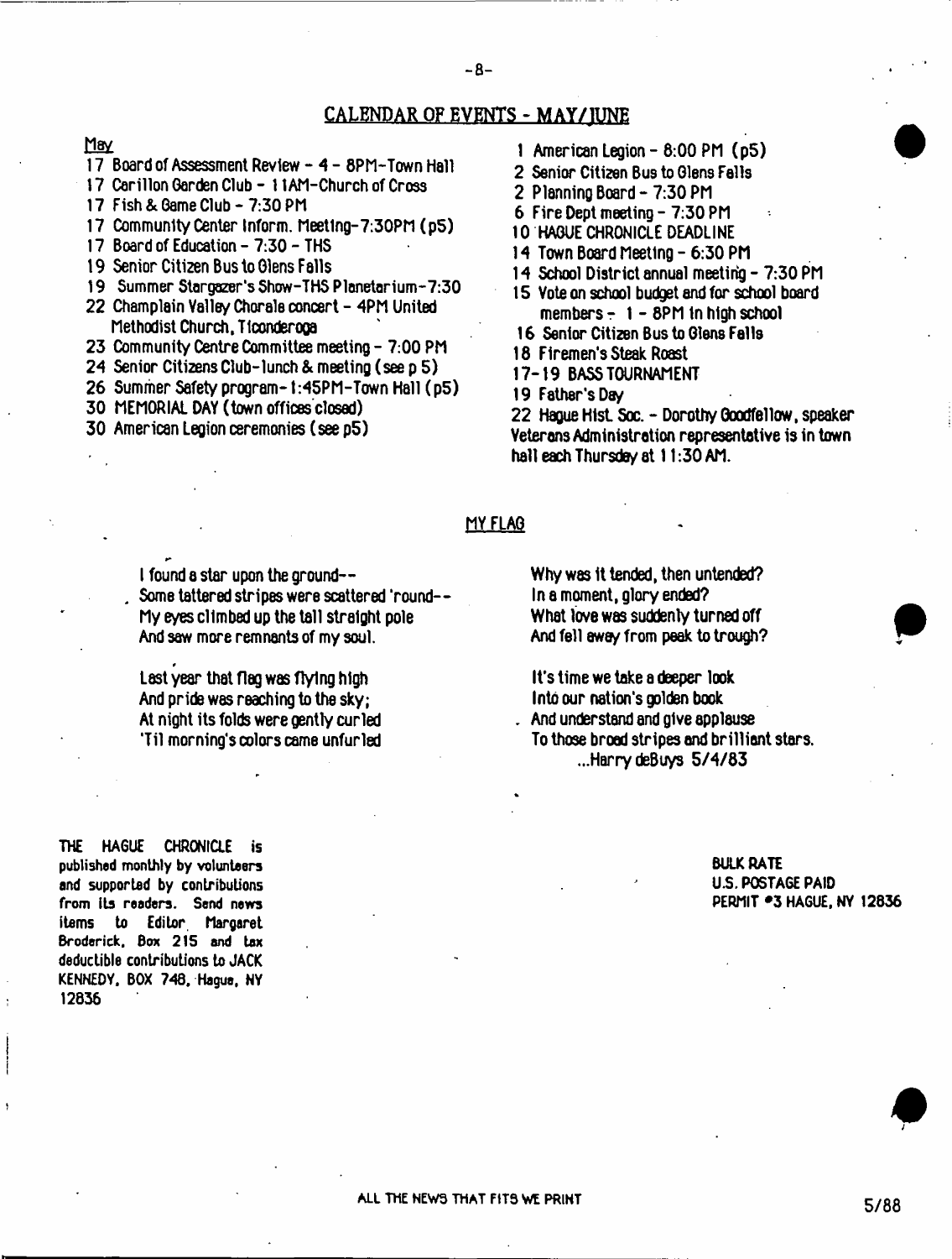## CALENDAR OF EVENTS - MAY/JUNE

**May**

17 Board of Assessment Review - 4 - 8PM-Town Hall
17 Carillon Garden Club - 11AM-Church of Cross
17 Fish & Game Club - 7:30 PM
17 Community Center Inform. Meeting-7:30PM (p5)
17 Board of Education - 7:30 - THS
19 Senior Citizen Bus to Glens Falls
19 Summer Stargazer's Show-THS Planetarium-7:30
22 Champlain Valley Chorale concert - 4PM United Methodist Church, Ticonderoga
23 Community Centre Committee meeting - 7:00 PM
24 Senior Citizens Club-lunch & meeting (see p 5)
26 Summer Safety program-1:45PM-Town Hall (p5)
30 MEMORIAL DAY (town offices closed)
30 American Legion ceremonies (see p5)

1 American Legion - 8:00 PM (p5)
2 Senior Citizen Bus to Glens Falls
2 Planning Board - 7:30 PM
6 Fire Dept meeting - 7:30 PM
10 HAGUE CHRONICLE DEADLINE
14 Town Board Meeting - 6:30 PM
14 School District annual meeting - 7:30 PM
15 Vote on school budget and for school board members - 1 - 8PM in high school
16 Senior Citizen Bus to Glens Falls
18 Firemen's Steak Roast
17-19 BASS TOURNAMENT
19 Father's Day
22 Hague Hist. Soc. - Dorothy Goodfellow, speaker

Veterans Administration representative is in town hall each Thursday at 11:30 AM.

## MY FLAG

I found a star upon the ground--
Some tattered stripes were scattered 'round--
My eyes climbed up the tall straight pole
And saw more remnants of my soul.

Last year that flag was flying high
And pride was reaching to the sky;
At night its folds were gently curled
'Til morning's colors came unfurled

Why was it tended, then untended?
In a moment, glory ended?
What love was suddenly turned off
And fell away from peak to trough?

It's time we take a deeper look
Into our nation's golden book
And understand and give applause
To those broad stripes and brilliant stars.

...Harry deBuys 5/4/83

THE HAGUE CHRONICLE is published monthly by volunteers and supported by contributions from its readers. Send news items to Editor Margaret Broderick, Box 215 and tax deductible contributions to JACK KENNEDY, BOX 748, Hague, NY 12836

BULK RATE
U.S. POSTAGE PAID
PERMIT #3 HAGUE, NY 12836

ALL THE NEWS THAT FITS WE PRINT

5/88